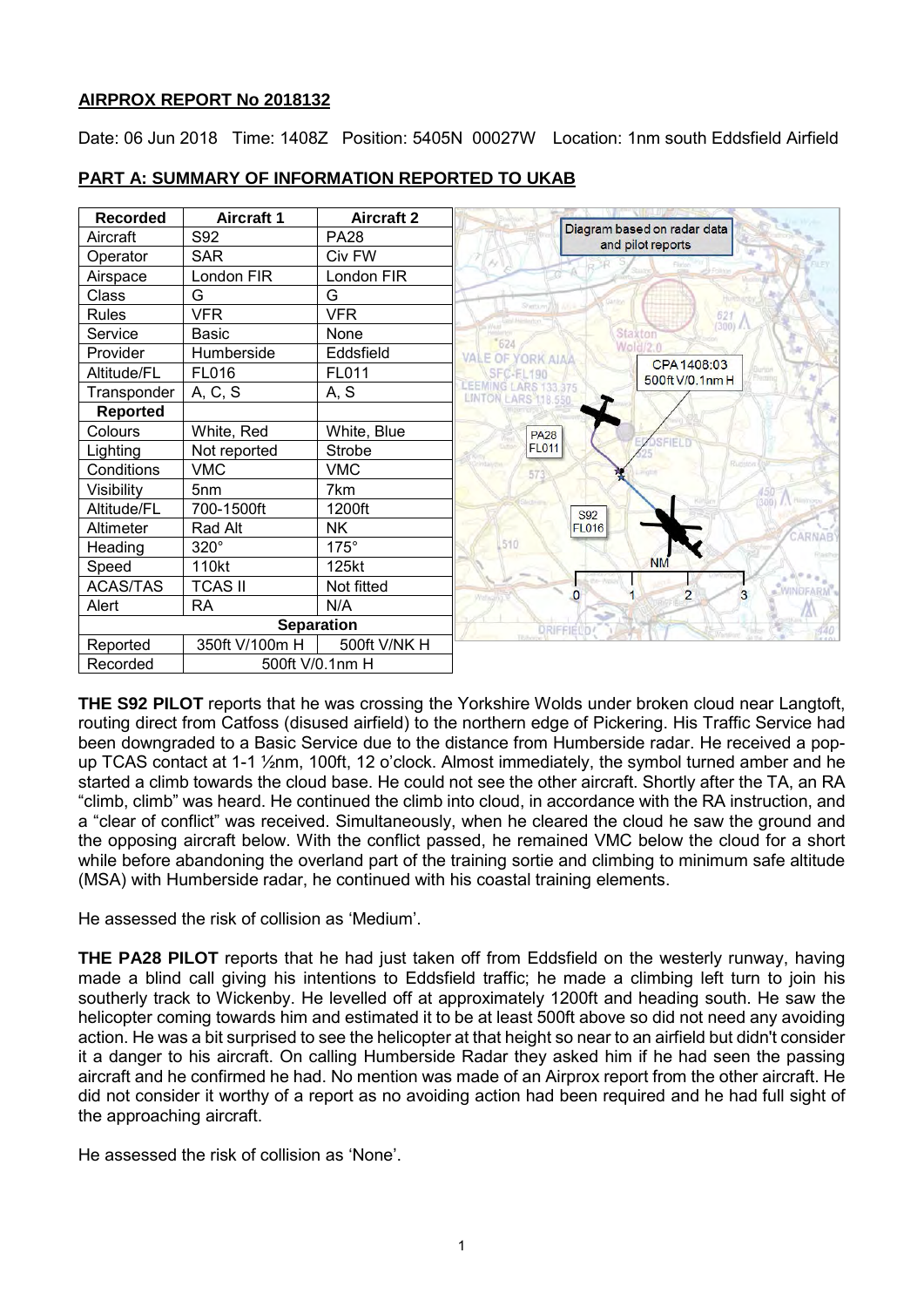**AIRPROX REPORT No 2018132**

Date: 06 Jun 2018 Time: 1408Z Position: 5405N 00027W Location: 1nm south Eddsfield Airfield

**PART A: SUMMARY OF INFORMATION REPORTED TO UKAB**

| Recorded | Aircraft 1 | Aircraft 2 |
|---|---|---|
| Aircraft | S92 | PA28 |
| Operator | SAR | Civ FW |
| Airspace | London FIR | London FIR |
| Class | G | G |
| Rules | VFR | VFR |
| Service | Basic | None |
| Provider | Humberside | Eddsfield |
| Altitude/FL | FL016 | FL011 |
| Transponder | A, C, S | A, S |
| **Reported** | | |
| Colours | White, Red | White, Blue |
| Lighting | Not reported | Strobe |
| Conditions | VMC | VMC |
| Visibility | 5nm | 7km |
| Altitude/FL | 700-1500ft | 1200ft |
| Altimeter | Rad Alt | NK |
| Heading | 320° | 175° |
| Speed | 110kt | 125kt |
| ACAS/TAS | TCAS II | Not fitted |
| Alert | RA | N/A |
| **Separation** | | |
| Reported | 350ft V/100m H | 500ft V/NK H |
| Recorded | 500ft V/0.1nm H | |

Diagram based on radar data and pilot reports

CPA 1408:03 500ft V/0.1nm H

PA28 FL011

S92 FL016

**THE S92 PILOT** reports that he was crossing the Yorkshire Wolds under broken cloud near Langtoft, routing direct from Catfoss (disused airfield) to the northern edge of Pickering. His Traffic Service had been downgraded to a Basic Service due to the distance from Humberside radar. He received a pop-up TCAS contact at 1-1 ½nm, 100ft, 12 o'clock. Almost immediately, the symbol turned amber and he started a climb towards the cloud base. He could not see the other aircraft. Shortly after the TA, an RA "climb, climb" was heard. He continued the climb into cloud, in accordance with the RA instruction, and a "clear of conflict" was received. Simultaneously, when he cleared the cloud he saw the ground and the opposing aircraft below. With the conflict passed, he remained VMC below the cloud for a short while before abandoning the overland part of the training sortie and climbing to minimum safe altitude (MSA) with Humberside radar, he continued with his coastal training elements.

He assessed the risk of collision as 'Medium'.

**THE PA28 PILOT** reports that he had just taken off from Eddsfield on the westerly runway, having made a blind call giving his intentions to Eddsfield traffic; he made a climbing left turn to join his southerly track to Wickenby. He levelled off at approximately 1200ft and heading south. He saw the helicopter coming towards him and estimated it to be at least 500ft above so did not need any avoiding action. He was a bit surprised to see the helicopter at that height so near to an airfield but didn't consider it a danger to his aircraft. On calling Humberside Radar they asked him if he had seen the passing aircraft and he confirmed he had. No mention was made of an Airprox report from the other aircraft. He did not consider it worthy of a report as no avoiding action had been required and he had full sight of the approaching aircraft.

He assessed the risk of collision as 'None'.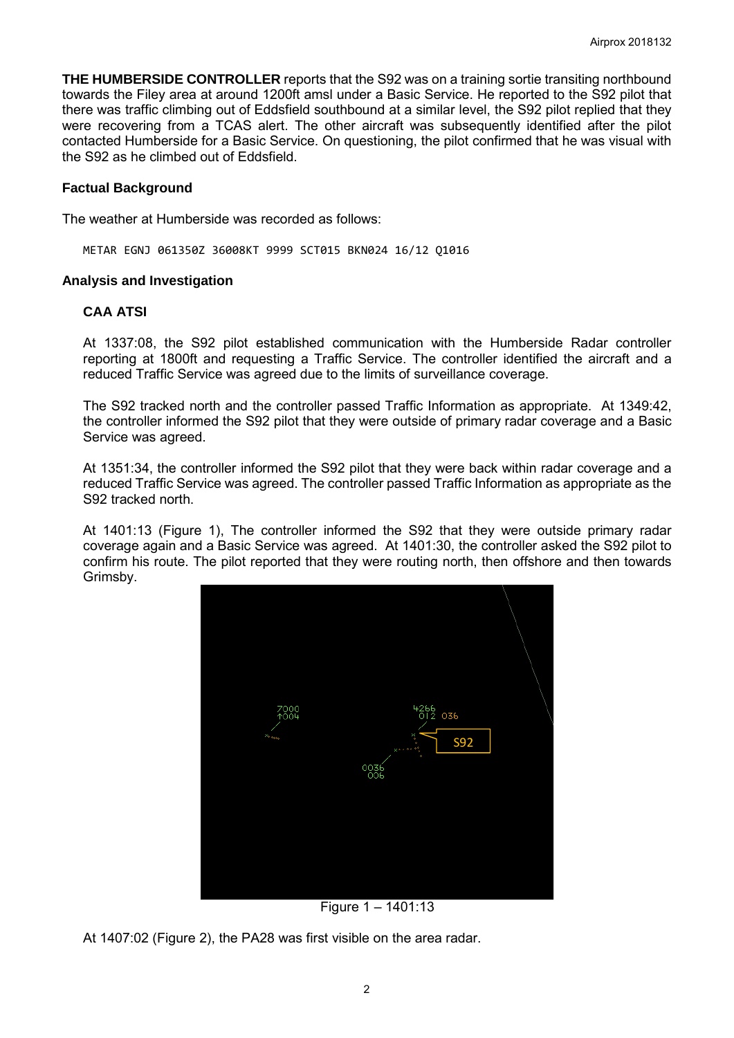**THE HUMBERSIDE CONTROLLER** reports that the S92 was on a training sortie transiting northbound towards the Filey area at around 1200ft amsl under a Basic Service. He reported to the S92 pilot that there was traffic climbing out of Eddsfield southbound at a similar level, the S92 pilot replied that they were recovering from a TCAS alert. The other aircraft was subsequently identified after the pilot contacted Humberside for a Basic Service. On questioning, the pilot confirmed that he was visual with the S92 as he climbed out of Eddsfield.

### Factual Background

The weather at Humberside was recorded as follows:

```
METAR EGNJ 061350Z 36008KT 9999 SCT015 BKN024 16/12 Q1016
```

### Analysis and Investigation

#### CAA ATSI

At 1337:08, the S92 pilot established communication with the Humberside Radar controller reporting at 1800ft and requesting a Traffic Service. The controller identified the aircraft and a reduced Traffic Service was agreed due to the limits of surveillance coverage.

The S92 tracked north and the controller passed Traffic Information as appropriate. At 1349:42, the controller informed the S92 pilot that they were outside of primary radar coverage and a Basic Service was agreed.

At 1351:34, the controller informed the S92 pilot that they were back within radar coverage and a reduced Traffic Service was agreed. The controller passed Traffic Information as appropriate as the S92 tracked north.

At 1401:13 (Figure 1), The controller informed the S92 that they were outside primary radar coverage again and a Basic Service was agreed. At 1401:30, the controller asked the S92 pilot to confirm his route. The pilot reported that they were routing north, then offshore and then towards Grimsby.

Figure 1 – 1401:13

At 1407:02 (Figure 2), the PA28 was first visible on the area radar.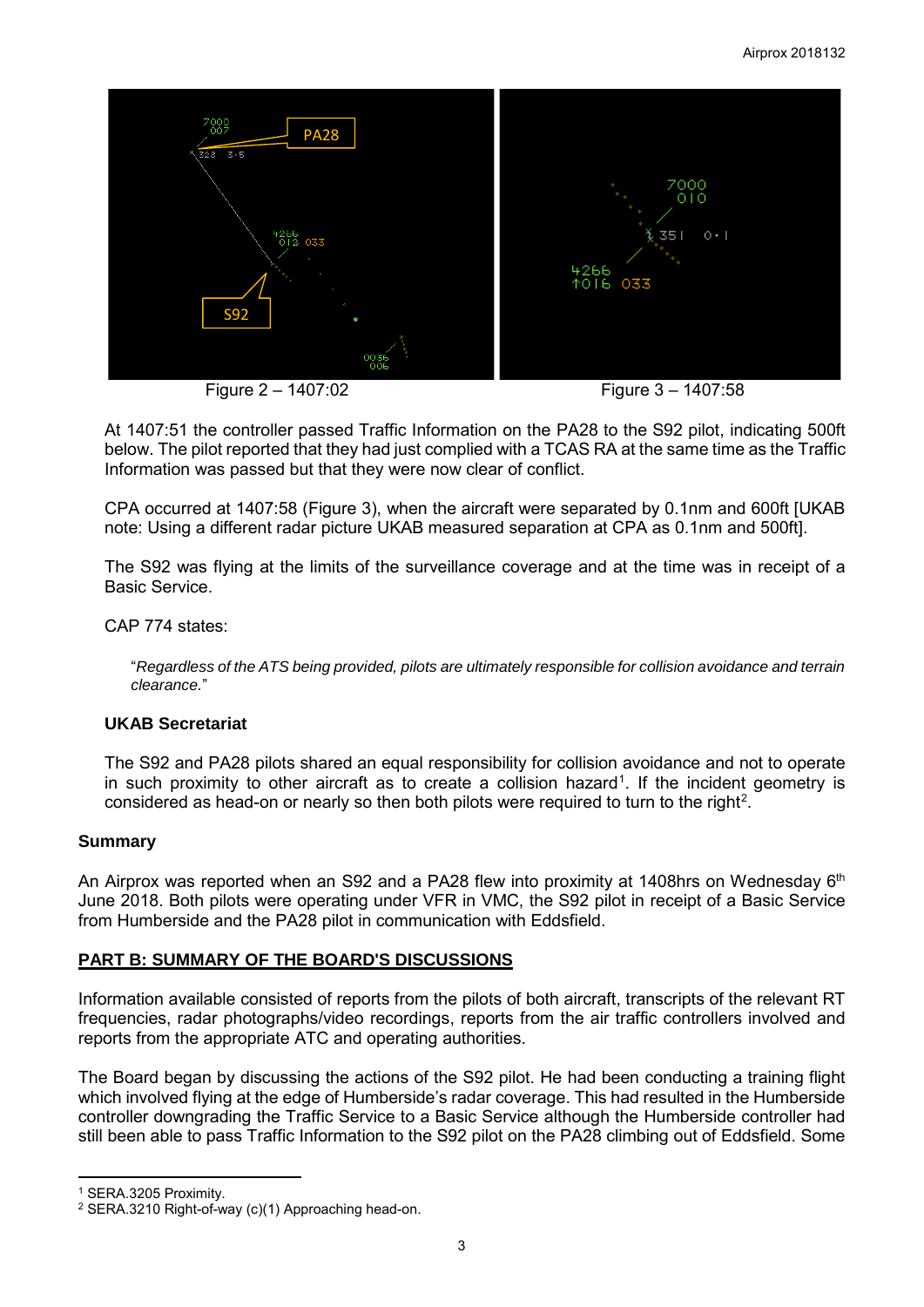Figure 2 – 1407:02

Figure 3 – 1407:58

At 1407:51 the controller passed Traffic Information on the PA28 to the S92 pilot, indicating 500ft below. The pilot reported that they had just complied with a TCAS RA at the same time as the Traffic Information was passed but that they were now clear of conflict.

CPA occurred at 1407:58 (Figure 3), when the aircraft were separated by 0.1nm and 600ft [UKAB note: Using a different radar picture UKAB measured separation at CPA as 0.1nm and 500ft].

The S92 was flying at the limits of the surveillance coverage and at the time was in receipt of a Basic Service.

CAP 774 states:

> "*Regardless of the ATS being provided, pilots are ultimately responsible for collision avoidance and terrain clearance.*"

**UKAB Secretariat**

The S92 and PA28 pilots shared an equal responsibility for collision avoidance and not to operate in such proximity to other aircraft as to create a collision hazard[1]. If the incident geometry is considered as head-on or nearly so then both pilots were required to turn to the right[2].

### Summary

An Airprox was reported when an S92 and a PA28 flew into proximity at 1408hrs on Wednesday 6th June 2018. Both pilots were operating under VFR in VMC, the S92 pilot in receipt of a Basic Service from Humberside and the PA28 pilot in communication with Eddsfield.

### PART B: SUMMARY OF THE BOARD'S DISCUSSIONS

Information available consisted of reports from the pilots of both aircraft, transcripts of the relevant RT frequencies, radar photographs/video recordings, reports from the air traffic controllers involved and reports from the appropriate ATC and operating authorities.

The Board began by discussing the actions of the S92 pilot. He had been conducting a training flight which involved flying at the edge of Humberside's radar coverage. This had resulted in the Humberside controller downgrading the Traffic Service to a Basic Service although the Humberside controller had still been able to pass Traffic Information to the S92 pilot on the PA28 climbing out of Eddsfield. Some

---

[1] SERA.3205 Proximity.

[2] SERA.3210 Right-of-way (c)(1) Approaching head-on.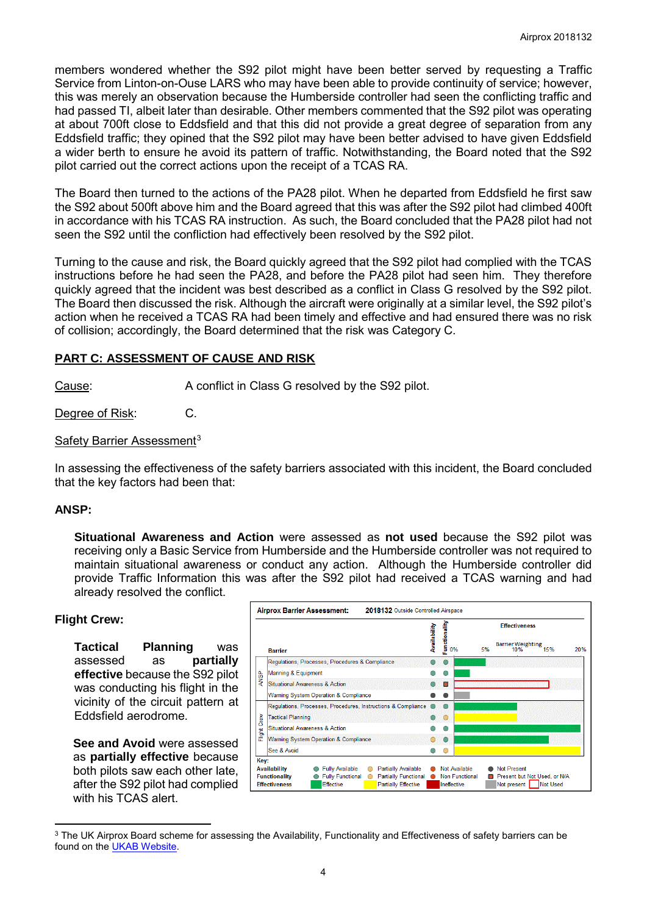members wondered whether the S92 pilot might have been better served by requesting a Traffic Service from Linton-on-Ouse LARS who may have been able to provide continuity of service; however, this was merely an observation because the Humberside controller had seen the conflicting traffic and had passed TI, albeit later than desirable. Other members commented that the S92 pilot was operating at about 700ft close to Eddsfield and that this did not provide a great degree of separation from any Eddsfield traffic; they opined that the S92 pilot may have been better advised to have given Eddsfield a wider berth to ensure he avoid its pattern of traffic. Notwithstanding, the Board noted that the S92 pilot carried out the correct actions upon the receipt of a TCAS RA.

The Board then turned to the actions of the PA28 pilot. When he departed from Eddsfield he first saw the S92 about 500ft above him and the Board agreed that this was after the S92 pilot had climbed 400ft in accordance with his TCAS RA instruction. As such, the Board concluded that the PA28 pilot had not seen the S92 until the confliction had effectively been resolved by the S92 pilot.

Turning to the cause and risk, the Board quickly agreed that the S92 pilot had complied with the TCAS instructions before he had seen the PA28, and before the PA28 pilot had seen him. They therefore quickly agreed that the incident was best described as a conflict in Class G resolved by the S92 pilot. The Board then discussed the risk. Although the aircraft were originally at a similar level, the S92 pilot's action when he received a TCAS RA had been timely and effective and had ensured there was no risk of collision; accordingly, the Board determined that the risk was Category C.

## PART C: ASSESSMENT OF CAUSE AND RISK

Cause: A conflict in Class G resolved by the S92 pilot.

Degree of Risk: C.

Safety Barrier Assessment[3]

In assessing the effectiveness of the safety barriers associated with this incident, the Board concluded that the key factors had been that:

**ANSP:**

**Situational Awareness and Action** were assessed as **not used** because the S92 pilot was receiving only a Basic Service from Humberside and the Humberside controller was not required to maintain situational awareness or conduct any action. Although the Humberside controller did provide Traffic Information this was after the S92 pilot had received a TCAS warning and had already resolved the conflict.

**Flight Crew:**

**Tactical Planning** was assessed as **partially effective** because the S92 pilot was conducting his flight in the vicinity of the circuit pattern at Eddsfield aerodrome.

**See and Avoid** were assessed as **partially effective** because both pilots saw each other late, after the S92 pilot had complied with his TCAS alert.

Airprox Barrier Assessment: 2018132 Outside Controlled Airspace

Barrier | Availability | Functionality | Effectiveness | Barrier Weighting | 0% | 5% | 10% | 15% | 20%

ANSP: Regulations, Processes, Procedures & Compliance; Manning & Equipment; Situational Awareness & Action; Warning System Operation & Compliance

Flight Crew: Regulations, Processes, Procedures, Instructions & Compliance; Tactical Planning; Situational Awareness & Action; Warning System Operation & Compliance; See & Avoid

Key:
Availability: Fully Available, Partially Available, Not Available, Not Present
Functionality: Fully Functional, Partially Functional, Non Functional, Present but Not Used, or N/A
Effectiveness: Effective, Partially Effective, Ineffective, Not present, Not Used

---

[3] The UK Airprox Board scheme for assessing the Availability, Functionality and Effectiveness of safety barriers can be found on the UKAB Website.